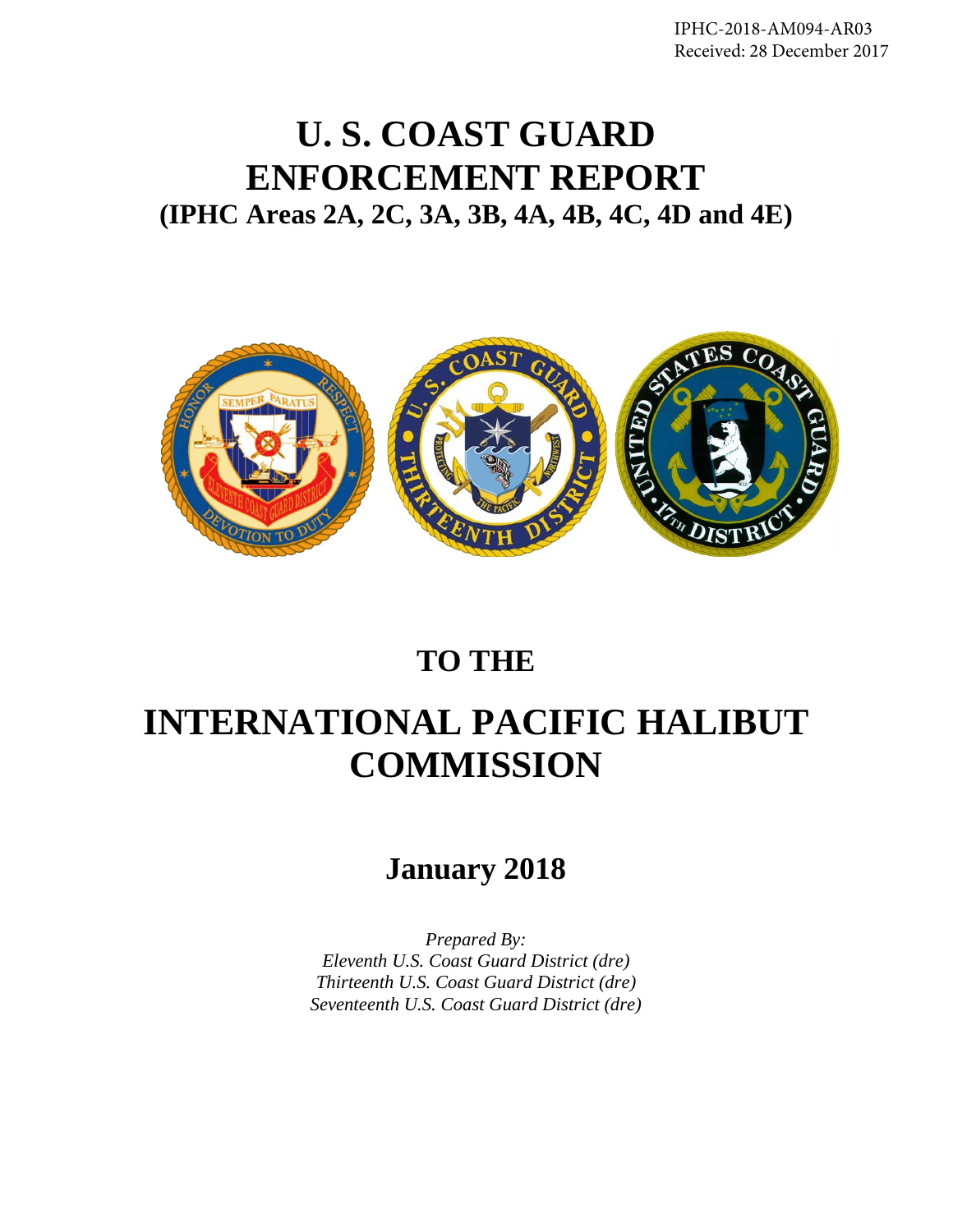IPHC-2018-AM094-AR03
Received: 28 December 2017

# U. S. COAST GUARD ENFORCEMENT REPORT

## (IPHC Areas 2A, 2C, 3A, 3B, 4A, 4B, 4C, 4D and 4E)

## TO THE

# INTERNATIONAL PACIFIC HALIBUT COMMISSION

## January 2018

*Prepared By:*
*Eleventh U.S. Coast Guard District (dre)*
*Thirteenth U.S. Coast Guard District (dre)*
*Seventeenth U.S. Coast Guard District (dre)*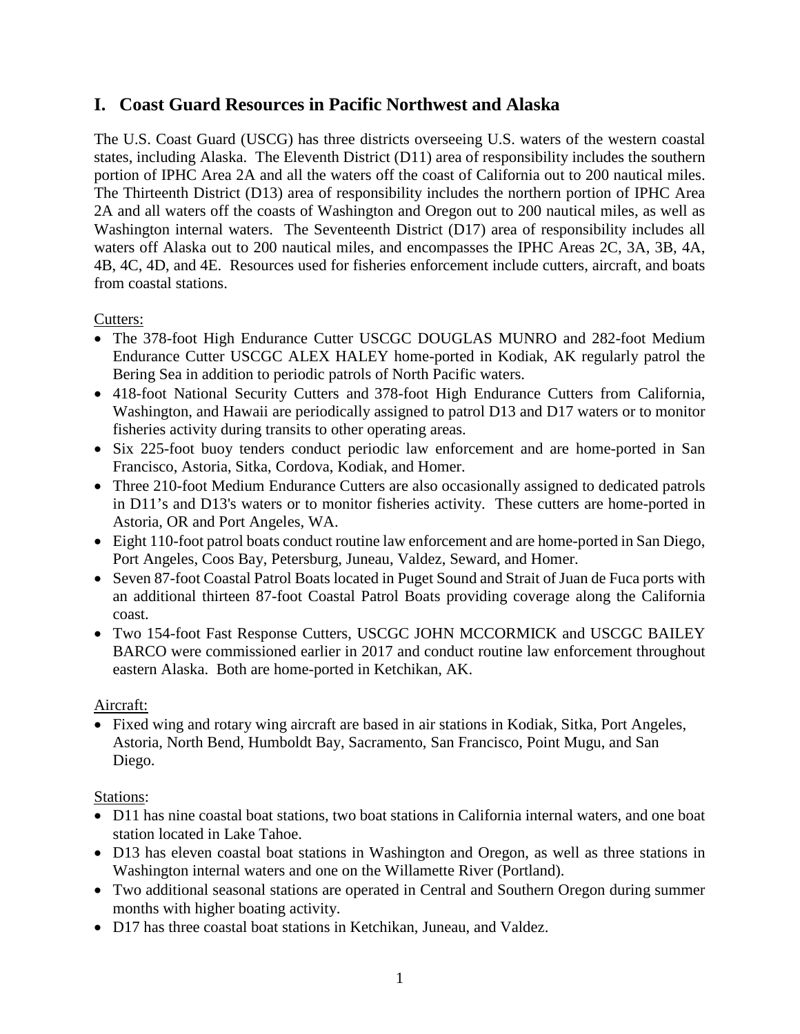## I. Coast Guard Resources in Pacific Northwest and Alaska

The U.S. Coast Guard (USCG) has three districts overseeing U.S. waters of the western coastal states, including Alaska. The Eleventh District (D11) area of responsibility includes the southern portion of IPHC Area 2A and all the waters off the coast of California out to 200 nautical miles. The Thirteenth District (D13) area of responsibility includes the northern portion of IPHC Area 2A and all waters off the coasts of Washington and Oregon out to 200 nautical miles, as well as Washington internal waters. The Seventeenth District (D17) area of responsibility includes all waters off Alaska out to 200 nautical miles, and encompasses the IPHC Areas 2C, 3A, 3B, 4A, 4B, 4C, 4D, and 4E. Resources used for fisheries enforcement include cutters, aircraft, and boats from coastal stations.

Cutters:

- The 378-foot High Endurance Cutter USCGC DOUGLAS MUNRO and 282-foot Medium Endurance Cutter USCGC ALEX HALEY home-ported in Kodiak, AK regularly patrol the Bering Sea in addition to periodic patrols of North Pacific waters.
- 418-foot National Security Cutters and 378-foot High Endurance Cutters from California, Washington, and Hawaii are periodically assigned to patrol D13 and D17 waters or to monitor fisheries activity during transits to other operating areas.
- Six 225-foot buoy tenders conduct periodic law enforcement and are home-ported in San Francisco, Astoria, Sitka, Cordova, Kodiak, and Homer.
- Three 210-foot Medium Endurance Cutters are also occasionally assigned to dedicated patrols in D11's and D13's waters or to monitor fisheries activity. These cutters are home-ported in Astoria, OR and Port Angeles, WA.
- Eight 110-foot patrol boats conduct routine law enforcement and are home-ported in San Diego, Port Angeles, Coos Bay, Petersburg, Juneau, Valdez, Seward, and Homer.
- Seven 87-foot Coastal Patrol Boats located in Puget Sound and Strait of Juan de Fuca ports with an additional thirteen 87-foot Coastal Patrol Boats providing coverage along the California coast.
- Two 154-foot Fast Response Cutters, USCGC JOHN MCCORMICK and USCGC BAILEY BARCO were commissioned earlier in 2017 and conduct routine law enforcement throughout eastern Alaska. Both are home-ported in Ketchikan, AK.

Aircraft:

- Fixed wing and rotary wing aircraft are based in air stations in Kodiak, Sitka, Port Angeles, Astoria, North Bend, Humboldt Bay, Sacramento, San Francisco, Point Mugu, and San Diego.

Stations:

- D11 has nine coastal boat stations, two boat stations in California internal waters, and one boat station located in Lake Tahoe.
- D13 has eleven coastal boat stations in Washington and Oregon, as well as three stations in Washington internal waters and one on the Willamette River (Portland).
- Two additional seasonal stations are operated in Central and Southern Oregon during summer months with higher boating activity.
- D17 has three coastal boat stations in Ketchikan, Juneau, and Valdez.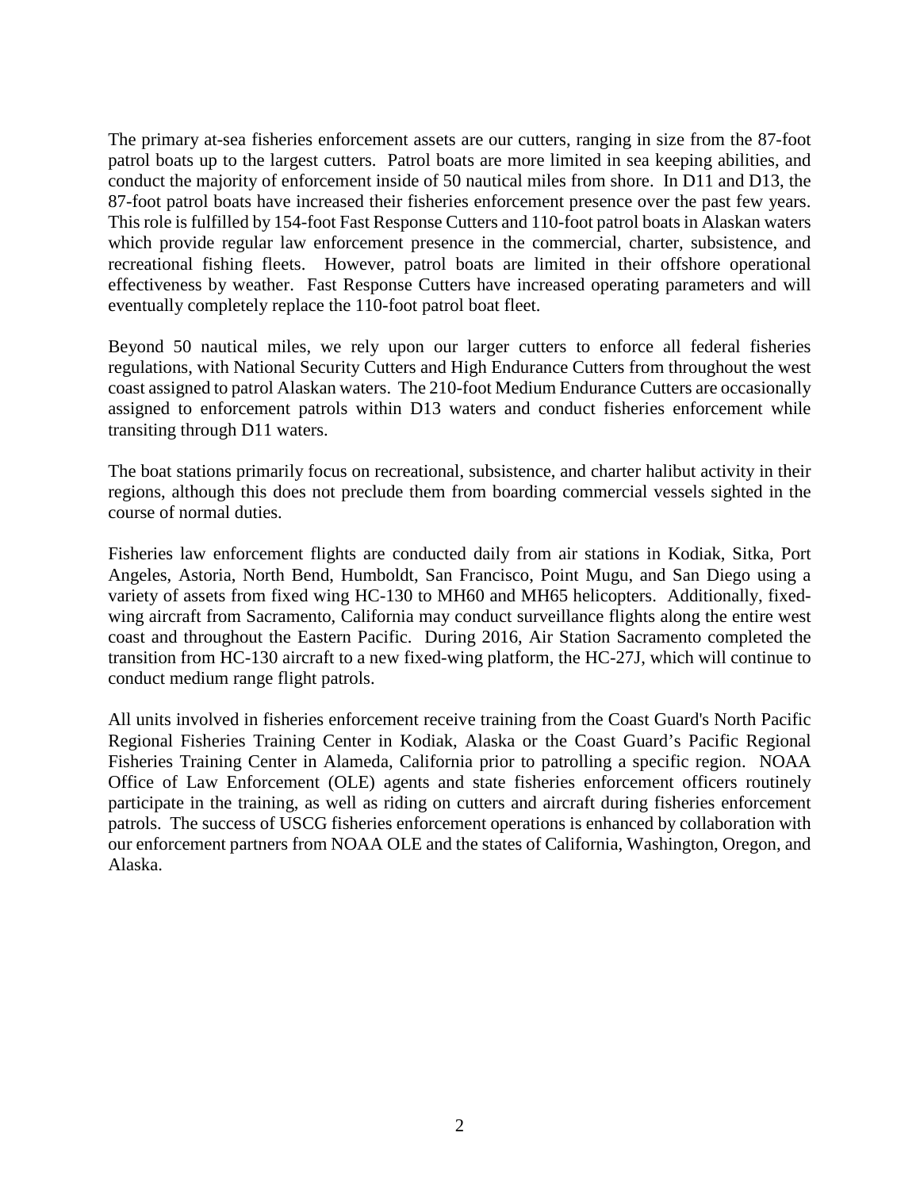The primary at-sea fisheries enforcement assets are our cutters, ranging in size from the 87-foot patrol boats up to the largest cutters. Patrol boats are more limited in sea keeping abilities, and conduct the majority of enforcement inside of 50 nautical miles from shore. In D11 and D13, the 87-foot patrol boats have increased their fisheries enforcement presence over the past few years. This role is fulfilled by 154-foot Fast Response Cutters and 110-foot patrol boats in Alaskan waters which provide regular law enforcement presence in the commercial, charter, subsistence, and recreational fishing fleets. However, patrol boats are limited in their offshore operational effectiveness by weather. Fast Response Cutters have increased operating parameters and will eventually completely replace the 110-foot patrol boat fleet.

Beyond 50 nautical miles, we rely upon our larger cutters to enforce all federal fisheries regulations, with National Security Cutters and High Endurance Cutters from throughout the west coast assigned to patrol Alaskan waters. The 210-foot Medium Endurance Cutters are occasionally assigned to enforcement patrols within D13 waters and conduct fisheries enforcement while transiting through D11 waters.

The boat stations primarily focus on recreational, subsistence, and charter halibut activity in their regions, although this does not preclude them from boarding commercial vessels sighted in the course of normal duties.

Fisheries law enforcement flights are conducted daily from air stations in Kodiak, Sitka, Port Angeles, Astoria, North Bend, Humboldt, San Francisco, Point Mugu, and San Diego using a variety of assets from fixed wing HC-130 to MH60 and MH65 helicopters. Additionally, fixed-wing aircraft from Sacramento, California may conduct surveillance flights along the entire west coast and throughout the Eastern Pacific. During 2016, Air Station Sacramento completed the transition from HC-130 aircraft to a new fixed-wing platform, the HC-27J, which will continue to conduct medium range flight patrols.

All units involved in fisheries enforcement receive training from the Coast Guard's North Pacific Regional Fisheries Training Center in Kodiak, Alaska or the Coast Guard's Pacific Regional Fisheries Training Center in Alameda, California prior to patrolling a specific region. NOAA Office of Law Enforcement (OLE) agents and state fisheries enforcement officers routinely participate in the training, as well as riding on cutters and aircraft during fisheries enforcement patrols. The success of USCG fisheries enforcement operations is enhanced by collaboration with our enforcement partners from NOAA OLE and the states of California, Washington, Oregon, and Alaska.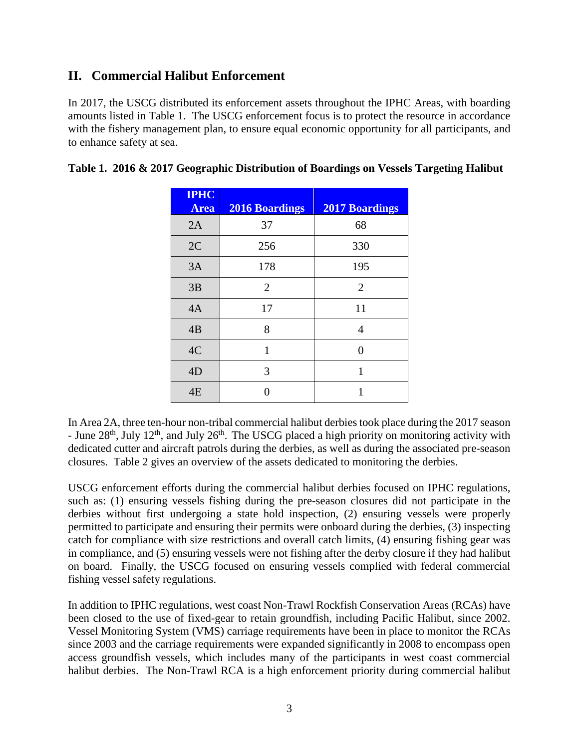## II. Commercial Halibut Enforcement

In 2017, the USCG distributed its enforcement assets throughout the IPHC Areas, with boarding amounts listed in Table 1. The USCG enforcement focus is to protect the resource in accordance with the fishery management plan, to ensure equal economic opportunity for all participants, and to enhance safety at sea.

**Table 1. 2016 & 2017 Geographic Distribution of Boardings on Vessels Targeting Halibut**

| IPHC Area | 2016 Boardings | 2017 Boardings |
|---|---|---|
| 2A | 37 | 68 |
| 2C | 256 | 330 |
| 3A | 178 | 195 |
| 3B | 2 | 2 |
| 4A | 17 | 11 |
| 4B | 8 | 4 |
| 4C | 1 | 0 |
| 4D | 3 | 1 |
| 4E | 0 | 1 |

In Area 2A, three ten-hour non-tribal commercial halibut derbies took place during the 2017 season - June 28th, July 12th, and July 26th. The USCG placed a high priority on monitoring activity with dedicated cutter and aircraft patrols during the derbies, as well as during the associated pre-season closures. Table 2 gives an overview of the assets dedicated to monitoring the derbies.

USCG enforcement efforts during the commercial halibut derbies focused on IPHC regulations, such as: (1) ensuring vessels fishing during the pre-season closures did not participate in the derbies without first undergoing a state hold inspection, (2) ensuring vessels were properly permitted to participate and ensuring their permits were onboard during the derbies, (3) inspecting catch for compliance with size restrictions and overall catch limits, (4) ensuring fishing gear was in compliance, and (5) ensuring vessels were not fishing after the derby closure if they had halibut on board. Finally, the USCG focused on ensuring vessels complied with federal commercial fishing vessel safety regulations.

In addition to IPHC regulations, west coast Non-Trawl Rockfish Conservation Areas (RCAs) have been closed to the use of fixed-gear to retain groundfish, including Pacific Halibut, since 2002. Vessel Monitoring System (VMS) carriage requirements have been in place to monitor the RCAs since 2003 and the carriage requirements were expanded significantly in 2008 to encompass open access groundfish vessels, which includes many of the participants in west coast commercial halibut derbies. The Non-Trawl RCA is a high enforcement priority during commercial halibut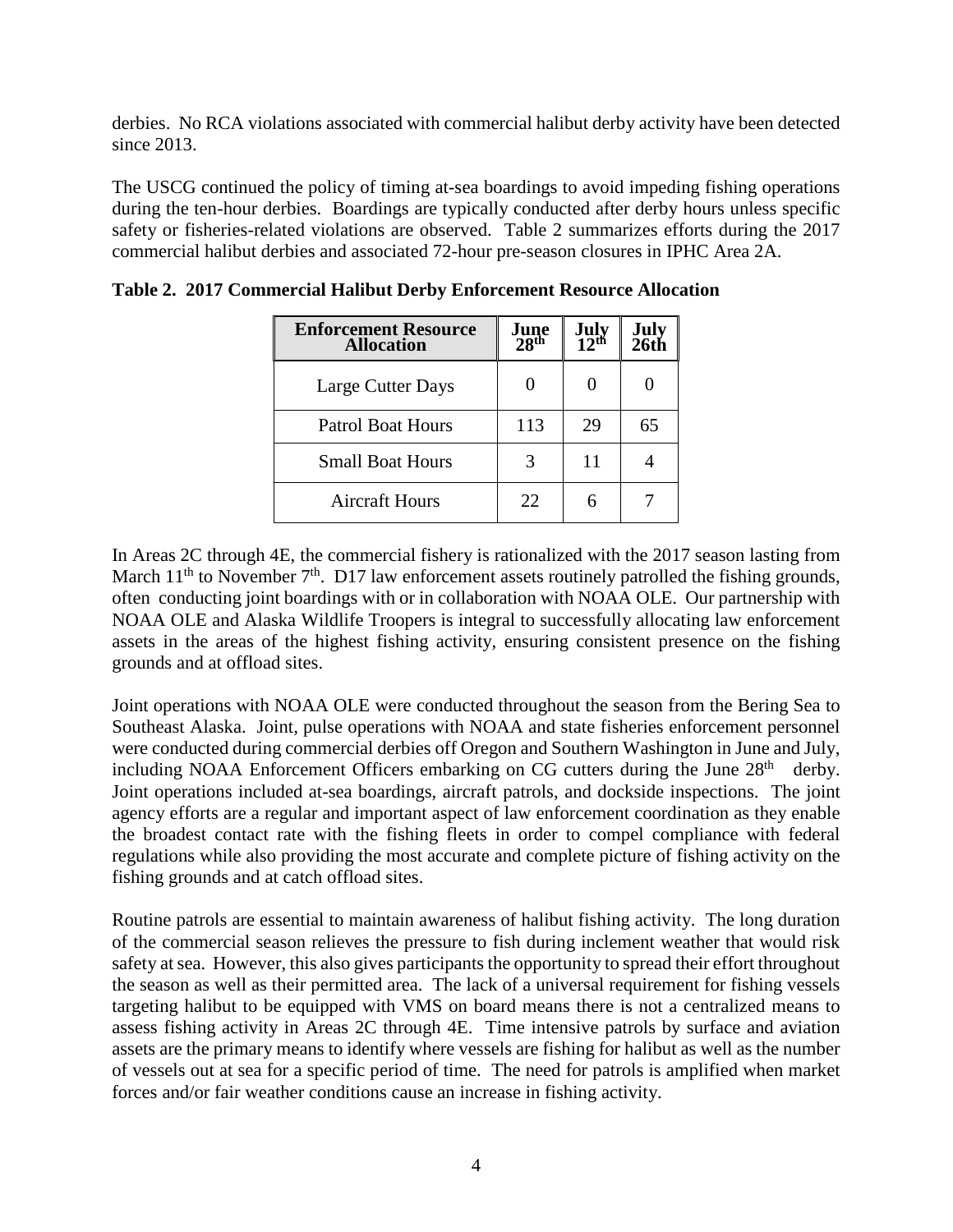derbies. No RCA violations associated with commercial halibut derby activity have been detected since 2013.

The USCG continued the policy of timing at-sea boardings to avoid impeding fishing operations during the ten-hour derbies. Boardings are typically conducted after derby hours unless specific safety or fisheries-related violations are observed. Table 2 summarizes efforts during the 2017 commercial halibut derbies and associated 72-hour pre-season closures in IPHC Area 2A.

**Table 2. 2017 Commercial Halibut Derby Enforcement Resource Allocation**

| Enforcement Resource Allocation | June 28th | July 12th | July 26th |
|---|---|---|---|
| Large Cutter Days | 0 | 0 | 0 |
| Patrol Boat Hours | 113 | 29 | 65 |
| Small Boat Hours | 3 | 11 | 4 |
| Aircraft Hours | 22 | 6 | 7 |

In Areas 2C through 4E, the commercial fishery is rationalized with the 2017 season lasting from March 11th to November 7th. D17 law enforcement assets routinely patrolled the fishing grounds, often conducting joint boardings with or in collaboration with NOAA OLE. Our partnership with NOAA OLE and Alaska Wildlife Troopers is integral to successfully allocating law enforcement assets in the areas of the highest fishing activity, ensuring consistent presence on the fishing grounds and at offload sites.

Joint operations with NOAA OLE were conducted throughout the season from the Bering Sea to Southeast Alaska. Joint, pulse operations with NOAA and state fisheries enforcement personnel were conducted during commercial derbies off Oregon and Southern Washington in June and July, including NOAA Enforcement Officers embarking on CG cutters during the June 28th derby. Joint operations included at-sea boardings, aircraft patrols, and dockside inspections. The joint agency efforts are a regular and important aspect of law enforcement coordination as they enable the broadest contact rate with the fishing fleets in order to compel compliance with federal regulations while also providing the most accurate and complete picture of fishing activity on the fishing grounds and at catch offload sites.

Routine patrols are essential to maintain awareness of halibut fishing activity. The long duration of the commercial season relieves the pressure to fish during inclement weather that would risk safety at sea. However, this also gives participants the opportunity to spread their effort throughout the season as well as their permitted area. The lack of a universal requirement for fishing vessels targeting halibut to be equipped with VMS on board means there is not a centralized means to assess fishing activity in Areas 2C through 4E. Time intensive patrols by surface and aviation assets are the primary means to identify where vessels are fishing for halibut as well as the number of vessels out at sea for a specific period of time. The need for patrols is amplified when market forces and/or fair weather conditions cause an increase in fishing activity.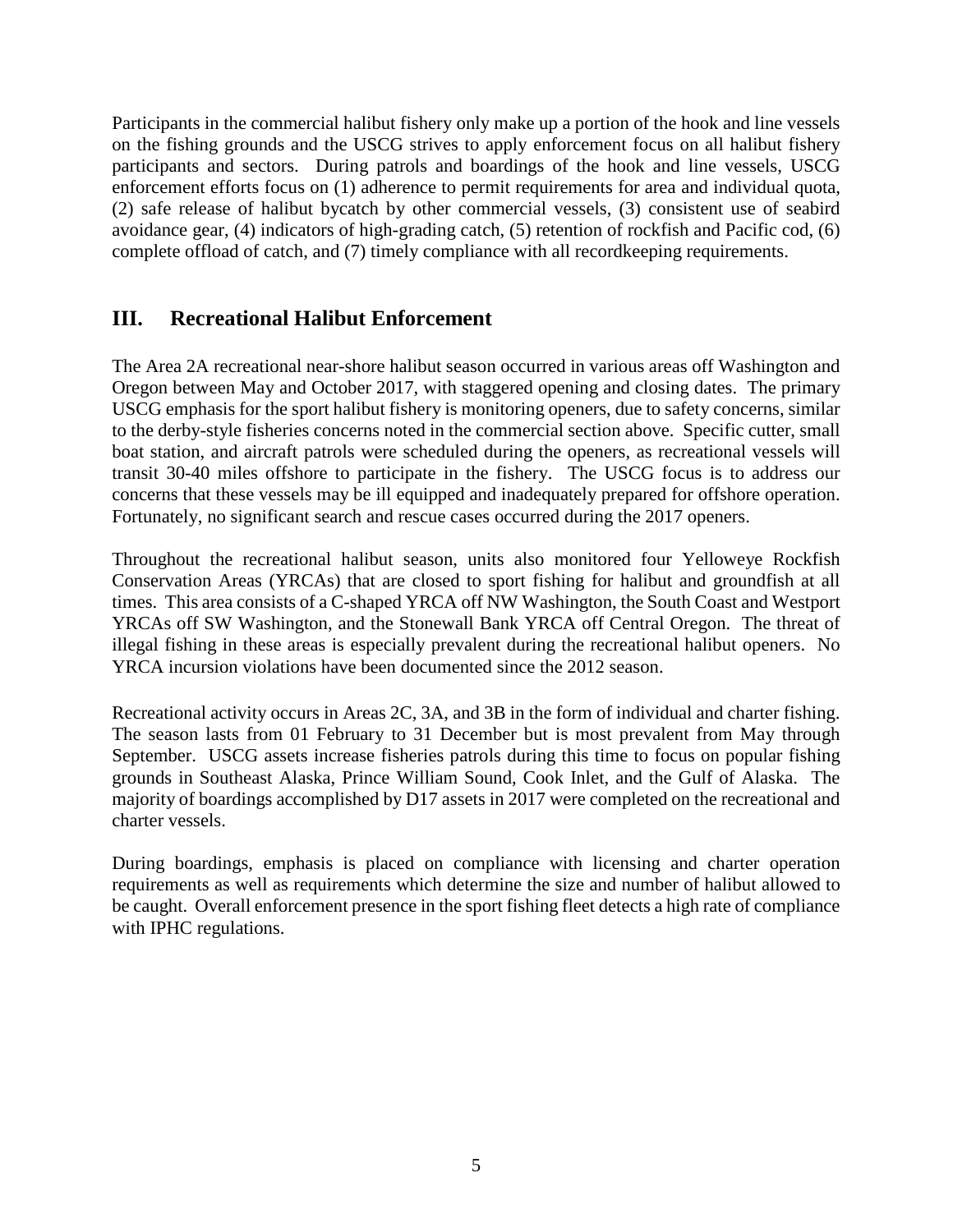Participants in the commercial halibut fishery only make up a portion of the hook and line vessels on the fishing grounds and the USCG strives to apply enforcement focus on all halibut fishery participants and sectors. During patrols and boardings of the hook and line vessels, USCG enforcement efforts focus on (1) adherence to permit requirements for area and individual quota, (2) safe release of halibut bycatch by other commercial vessels, (3) consistent use of seabird avoidance gear, (4) indicators of high-grading catch, (5) retention of rockfish and Pacific cod, (6) complete offload of catch, and (7) timely compliance with all recordkeeping requirements.

## III. Recreational Halibut Enforcement

The Area 2A recreational near-shore halibut season occurred in various areas off Washington and Oregon between May and October 2017, with staggered opening and closing dates. The primary USCG emphasis for the sport halibut fishery is monitoring openers, due to safety concerns, similar to the derby-style fisheries concerns noted in the commercial section above. Specific cutter, small boat station, and aircraft patrols were scheduled during the openers, as recreational vessels will transit 30-40 miles offshore to participate in the fishery. The USCG focus is to address our concerns that these vessels may be ill equipped and inadequately prepared for offshore operation. Fortunately, no significant search and rescue cases occurred during the 2017 openers.

Throughout the recreational halibut season, units also monitored four Yelloweye Rockfish Conservation Areas (YRCAs) that are closed to sport fishing for halibut and groundfish at all times. This area consists of a C-shaped YRCA off NW Washington, the South Coast and Westport YRCAs off SW Washington, and the Stonewall Bank YRCA off Central Oregon. The threat of illegal fishing in these areas is especially prevalent during the recreational halibut openers. No YRCA incursion violations have been documented since the 2012 season.

Recreational activity occurs in Areas 2C, 3A, and 3B in the form of individual and charter fishing. The season lasts from 01 February to 31 December but is most prevalent from May through September. USCG assets increase fisheries patrols during this time to focus on popular fishing grounds in Southeast Alaska, Prince William Sound, Cook Inlet, and the Gulf of Alaska. The majority of boardings accomplished by D17 assets in 2017 were completed on the recreational and charter vessels.

During boardings, emphasis is placed on compliance with licensing and charter operation requirements as well as requirements which determine the size and number of halibut allowed to be caught. Overall enforcement presence in the sport fishing fleet detects a high rate of compliance with IPHC regulations.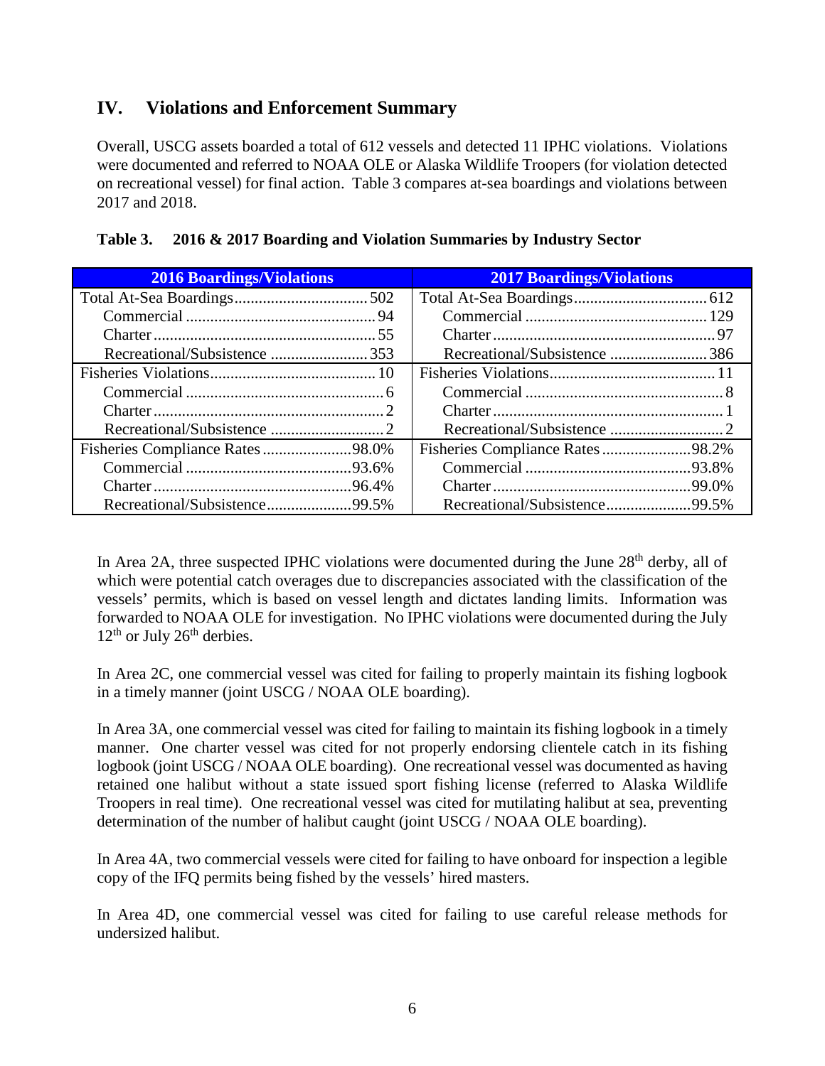## IV. Violations and Enforcement Summary

Overall, USCG assets boarded a total of 612 vessels and detected 11 IPHC violations. Violations were documented and referred to NOAA OLE or Alaska Wildlife Troopers (for violation detected on recreational vessel) for final action. Table 3 compares at-sea boardings and violations between 2017 and 2018.

**Table 3. 2016 & 2017 Boarding and Violation Summaries by Industry Sector**

| 2016 Boardings/Violations | | 2017 Boardings/Violations | |
|---|---|---|---|
| Total At-Sea Boardings | 502 | Total At-Sea Boardings | 612 |
| Commercial | 94 | Commercial | 129 |
| Charter | 55 | Charter | 97 |
| Recreational/Subsistence | 353 | Recreational/Subsistence | 386 |
| Fisheries Violations | 10 | Fisheries Violations | 11 |
| Commercial | 6 | Commercial | 8 |
| Charter | 2 | Charter | 1 |
| Recreational/Subsistence | 2 | Recreational/Subsistence | 2 |
| Fisheries Compliance Rates | 98.0% | Fisheries Compliance Rates | 98.2% |
| Commercial | 93.6% | Commercial | 93.8% |
| Charter | 96.4% | Charter | 99.0% |
| Recreational/Subsistence | 99.5% | Recreational/Subsistence | 99.5% |

In Area 2A, three suspected IPHC violations were documented during the June 28th derby, all of which were potential catch overages due to discrepancies associated with the classification of the vessels' permits, which is based on vessel length and dictates landing limits. Information was forwarded to NOAA OLE for investigation. No IPHC violations were documented during the July 12th or July 26th derbies.

In Area 2C, one commercial vessel was cited for failing to properly maintain its fishing logbook in a timely manner (joint USCG / NOAA OLE boarding).

In Area 3A, one commercial vessel was cited for failing to maintain its fishing logbook in a timely manner. One charter vessel was cited for not properly endorsing clientele catch in its fishing logbook (joint USCG / NOAA OLE boarding). One recreational vessel was documented as having retained one halibut without a state issued sport fishing license (referred to Alaska Wildlife Troopers in real time). One recreational vessel was cited for mutilating halibut at sea, preventing determination of the number of halibut caught (joint USCG / NOAA OLE boarding).

In Area 4A, two commercial vessels were cited for failing to have onboard for inspection a legible copy of the IFQ permits being fished by the vessels' hired masters.

In Area 4D, one commercial vessel was cited for failing to use careful release methods for undersized halibut.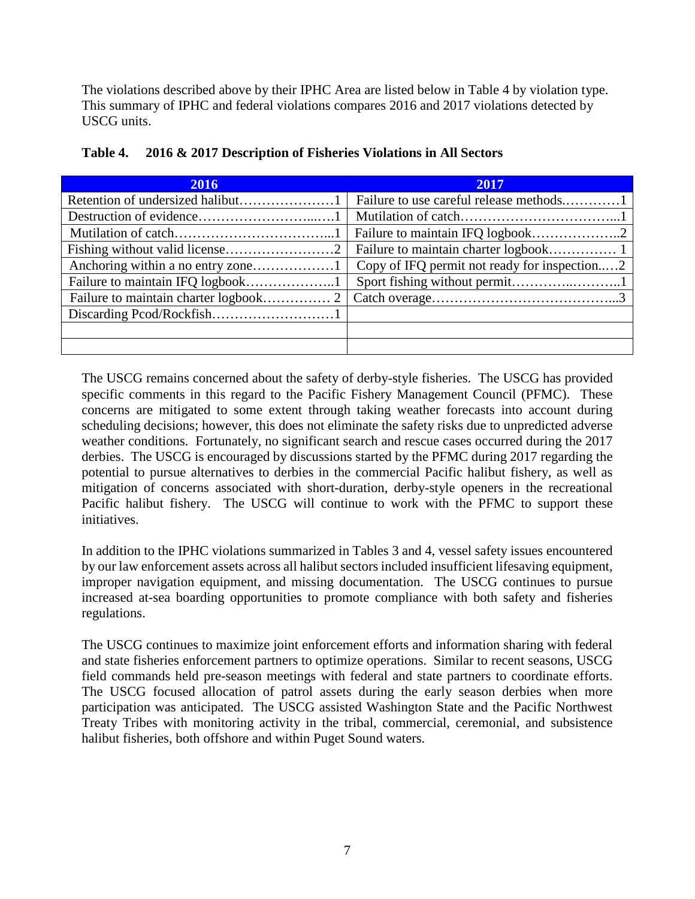The violations described above by their IPHC Area are listed below in Table 4 by violation type. This summary of IPHC and federal violations compares 2016 and 2017 violations detected by USCG units.

**Table 4. 2016 & 2017 Description of Fisheries Violations in All Sectors**

| 2016 | 2017 |
|---|---|
| Retention of undersized halibut…………………1 | Failure to use careful release methods.…………1 |
| Destruction of evidence……………………...….1 | Mutilation of catch……………………………...1 |
| Mutilation of catch……………………………...1 | Failure to maintain IFQ logbook………………..2 |
| Fishing without valid license……………………2 | Failure to maintain charter logbook…………… 1 |
| Anchoring within a no entry zone………………1 | Copy of IFQ permit not ready for inspection..…2 |
| Failure to maintain IFQ logbook………………..1 | Sport fishing without permit…………..………..1 |
| Failure to maintain charter logbook…………… 2 | Catch overage…………………………………...3 |
| Discarding Pcod/Rockfish………………………1 | |
| | |
| | |

The USCG remains concerned about the safety of derby-style fisheries. The USCG has provided specific comments in this regard to the Pacific Fishery Management Council (PFMC). These concerns are mitigated to some extent through taking weather forecasts into account during scheduling decisions; however, this does not eliminate the safety risks due to unpredicted adverse weather conditions. Fortunately, no significant search and rescue cases occurred during the 2017 derbies. The USCG is encouraged by discussions started by the PFMC during 2017 regarding the potential to pursue alternatives to derbies in the commercial Pacific halibut fishery, as well as mitigation of concerns associated with short-duration, derby-style openers in the recreational Pacific halibut fishery. The USCG will continue to work with the PFMC to support these initiatives.

In addition to the IPHC violations summarized in Tables 3 and 4, vessel safety issues encountered by our law enforcement assets across all halibut sectors included insufficient lifesaving equipment, improper navigation equipment, and missing documentation. The USCG continues to pursue increased at-sea boarding opportunities to promote compliance with both safety and fisheries regulations.

The USCG continues to maximize joint enforcement efforts and information sharing with federal and state fisheries enforcement partners to optimize operations. Similar to recent seasons, USCG field commands held pre-season meetings with federal and state partners to coordinate efforts. The USCG focused allocation of patrol assets during the early season derbies when more participation was anticipated. The USCG assisted Washington State and the Pacific Northwest Treaty Tribes with monitoring activity in the tribal, commercial, ceremonial, and subsistence halibut fisheries, both offshore and within Puget Sound waters.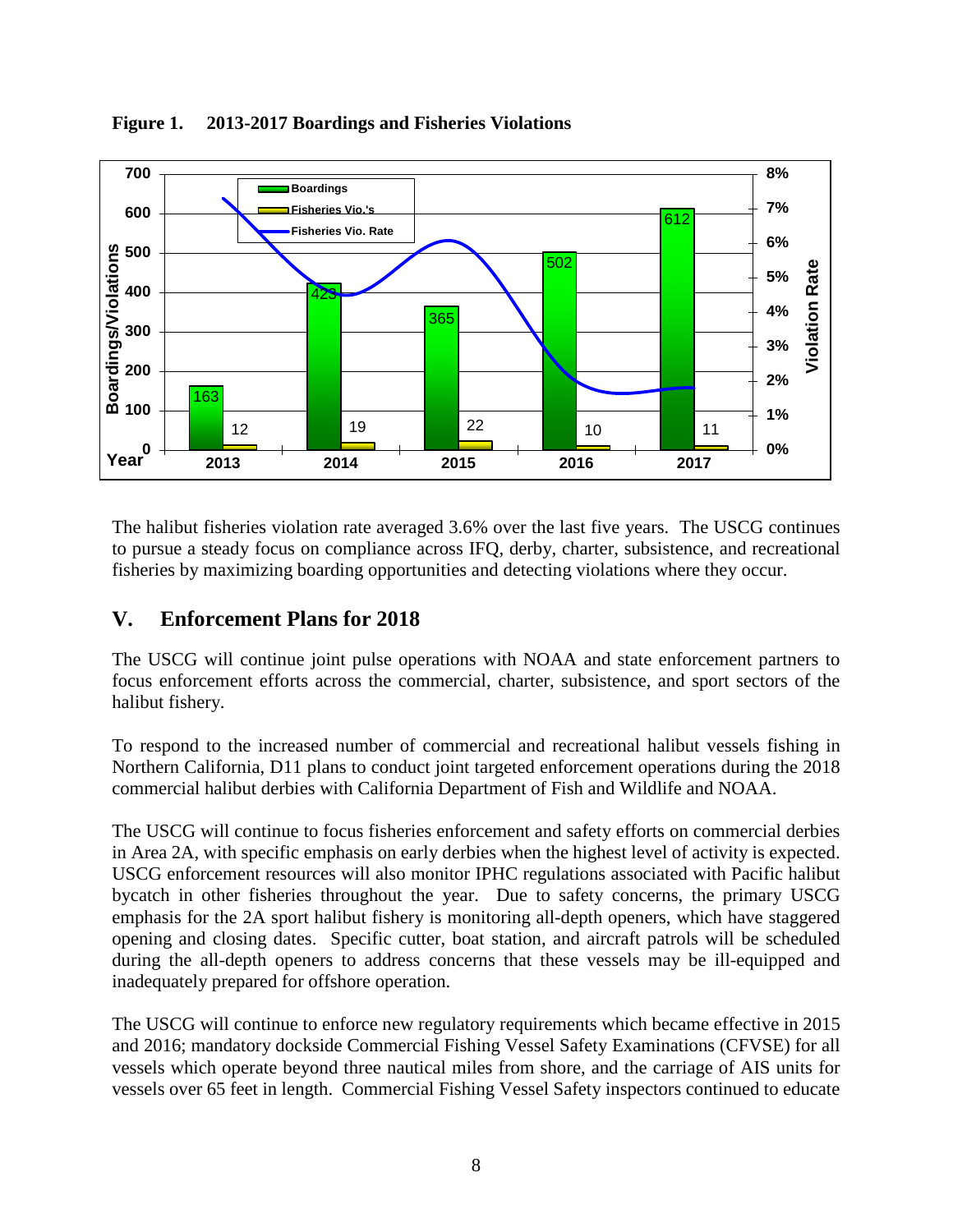**Figure 1. 2013-2017 Boardings and Fisheries Violations**

| Year | Boardings | Fisheries Vio.'s |
| --- | --- | --- |
| 2013 | 163 | 12 |
| 2014 | 423 | 19 |
| 2015 | 365 | 22 |
| 2016 | 502 | 10 |
| 2017 | 612 | 11 |

The halibut fisheries violation rate averaged 3.6% over the last five years. The USCG continues to pursue a steady focus on compliance across IFQ, derby, charter, subsistence, and recreational fisheries by maximizing boarding opportunities and detecting violations where they occur.

## V. Enforcement Plans for 2018

The USCG will continue joint pulse operations with NOAA and state enforcement partners to focus enforcement efforts across the commercial, charter, subsistence, and sport sectors of the halibut fishery.

To respond to the increased number of commercial and recreational halibut vessels fishing in Northern California, D11 plans to conduct joint targeted enforcement operations during the 2018 commercial halibut derbies with California Department of Fish and Wildlife and NOAA.

The USCG will continue to focus fisheries enforcement and safety efforts on commercial derbies in Area 2A, with specific emphasis on early derbies when the highest level of activity is expected. USCG enforcement resources will also monitor IPHC regulations associated with Pacific halibut bycatch in other fisheries throughout the year. Due to safety concerns, the primary USCG emphasis for the 2A sport halibut fishery is monitoring all-depth openers, which have staggered opening and closing dates. Specific cutter, boat station, and aircraft patrols will be scheduled during the all-depth openers to address concerns that these vessels may be ill-equipped and inadequately prepared for offshore operation.

The USCG will continue to enforce new regulatory requirements which became effective in 2015 and 2016; mandatory dockside Commercial Fishing Vessel Safety Examinations (CFVSE) for all vessels which operate beyond three nautical miles from shore, and the carriage of AIS units for vessels over 65 feet in length. Commercial Fishing Vessel Safety inspectors continued to educate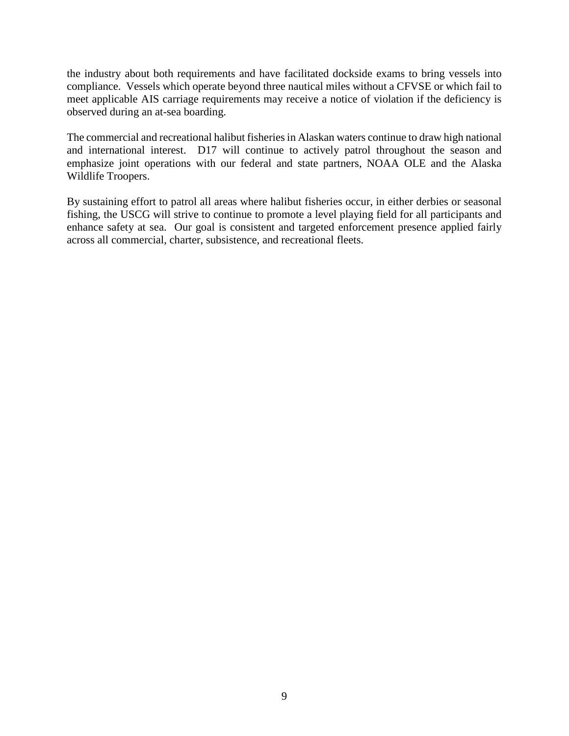the industry about both requirements and have facilitated dockside exams to bring vessels into compliance. Vessels which operate beyond three nautical miles without a CFVSE or which fail to meet applicable AIS carriage requirements may receive a notice of violation if the deficiency is observed during an at-sea boarding.

The commercial and recreational halibut fisheries in Alaskan waters continue to draw high national and international interest. D17 will continue to actively patrol throughout the season and emphasize joint operations with our federal and state partners, NOAA OLE and the Alaska Wildlife Troopers.

By sustaining effort to patrol all areas where halibut fisheries occur, in either derbies or seasonal fishing, the USCG will strive to continue to promote a level playing field for all participants and enhance safety at sea. Our goal is consistent and targeted enforcement presence applied fairly across all commercial, charter, subsistence, and recreational fleets.